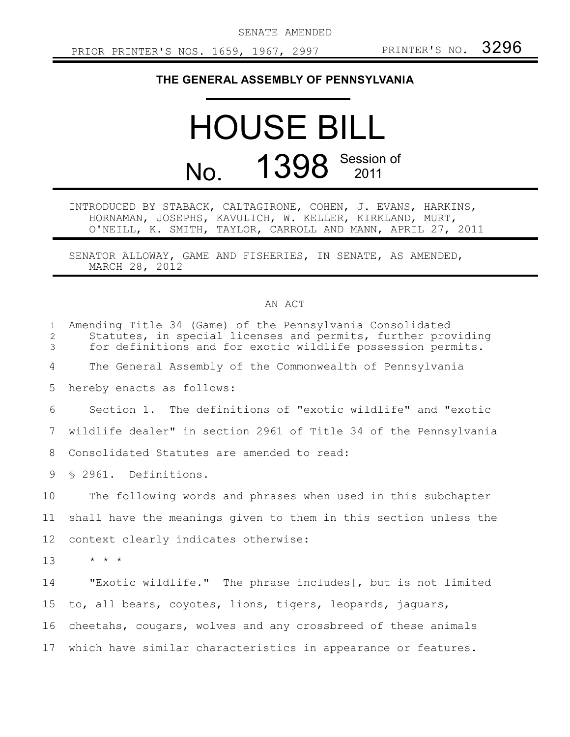SENATE AMENDED

PRIOR PRINTER'S NOS. 1659, 1967, 2997 PRINTER'S NO. 3296

**THE GENERAL ASSEMBLY OF PENNSYLVANIA**

# HOUSE BILL

# No. 1398 Session of 2011

INTRODUCED BY STABACK, CALTAGIRONE, COHEN, J. EVANS, HARKINS, HORNAMAN, JOSEPHS, KAVULICH, W. KELLER, KIRKLAND, MURT, O'NEILL, K. SMITH, TAYLOR, CARROLL AND MANN, APRIL 27, 2011

SENATOR ALLOWAY, GAME AND FISHERIES, IN SENATE, AS AMENDED, MARCH 28, 2012

AN ACT

1 Amending Title 34 (Game) of the Pennsylvania Consolidated
2 Statutes, in special licenses and permits, further providing
3 for definitions and for exotic wildlife possession permits.

4 The General Assembly of the Commonwealth of Pennsylvania
5 hereby enacts as follows:

6 Section 1. The definitions of "exotic wildlife" and "exotic
7 wildlife dealer" in section 2961 of Title 34 of the Pennsylvania
8 Consolidated Statutes are amended to read:

9 § 2961. Definitions.

10 The following words and phrases when used in this subchapter
11 shall have the meanings given to them in this section unless the
12 context clearly indicates otherwise:

13 * * *

14 "Exotic wildlife." The phrase includes[, but is not limited
15 to, all bears, coyotes, lions, tigers, leopards, jaguars,
16 cheetahs, cougars, wolves and any crossbreed of these animals
17 which have similar characteristics in appearance or features.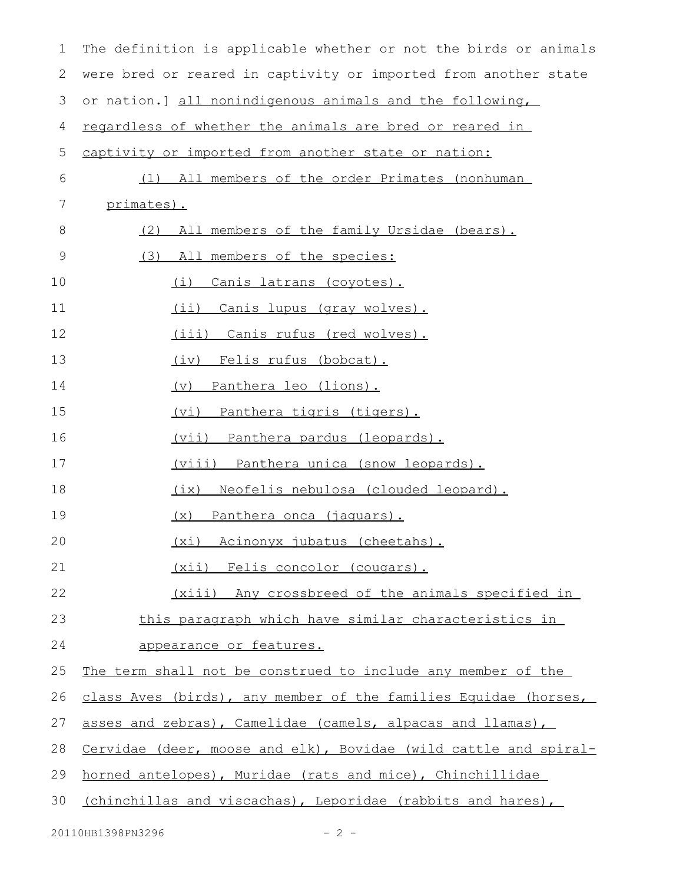The definition is applicable whether or not the birds or animals were bred or reared in captivity or imported from another state or nation.] all nonindigenous animals and the following, regardless of whether the animals are bred or reared in captivity or imported from another state or nation:

(1) All members of the order Primates (nonhuman primates).

(2) All members of the family Ursidae (bears).

(3) All members of the species:

(i) Canis latrans (coyotes).

(ii) Canis lupus (gray wolves).

(iii) Canis rufus (red wolves).

(iv) Felis rufus (bobcat).

(v) Panthera leo (lions).

(vi) Panthera tigris (tigers).

(vii) Panthera pardus (leopards).

(viii) Panthera unica (snow leopards).

(ix) Neofelis nebulosa (clouded leopard).

(x) Panthera onca (jaguars).

(xi) Acinonyx jubatus (cheetahs).

(xii) Felis concolor (cougars).

(xiii) Any crossbreed of the animals specified in this paragraph which have similar characteristics in appearance or features.

The term shall not be construed to include any member of the class Aves (birds), any member of the families Equidae (horses, asses and zebras), Camelidae (camels, alpacas and llamas), Cervidae (deer, moose and elk), Bovidae (wild cattle and spiral-horned antelopes), Muridae (rats and mice), Chinchillidae (chinchillas and viscachas), Leporidae (rabbits and hares),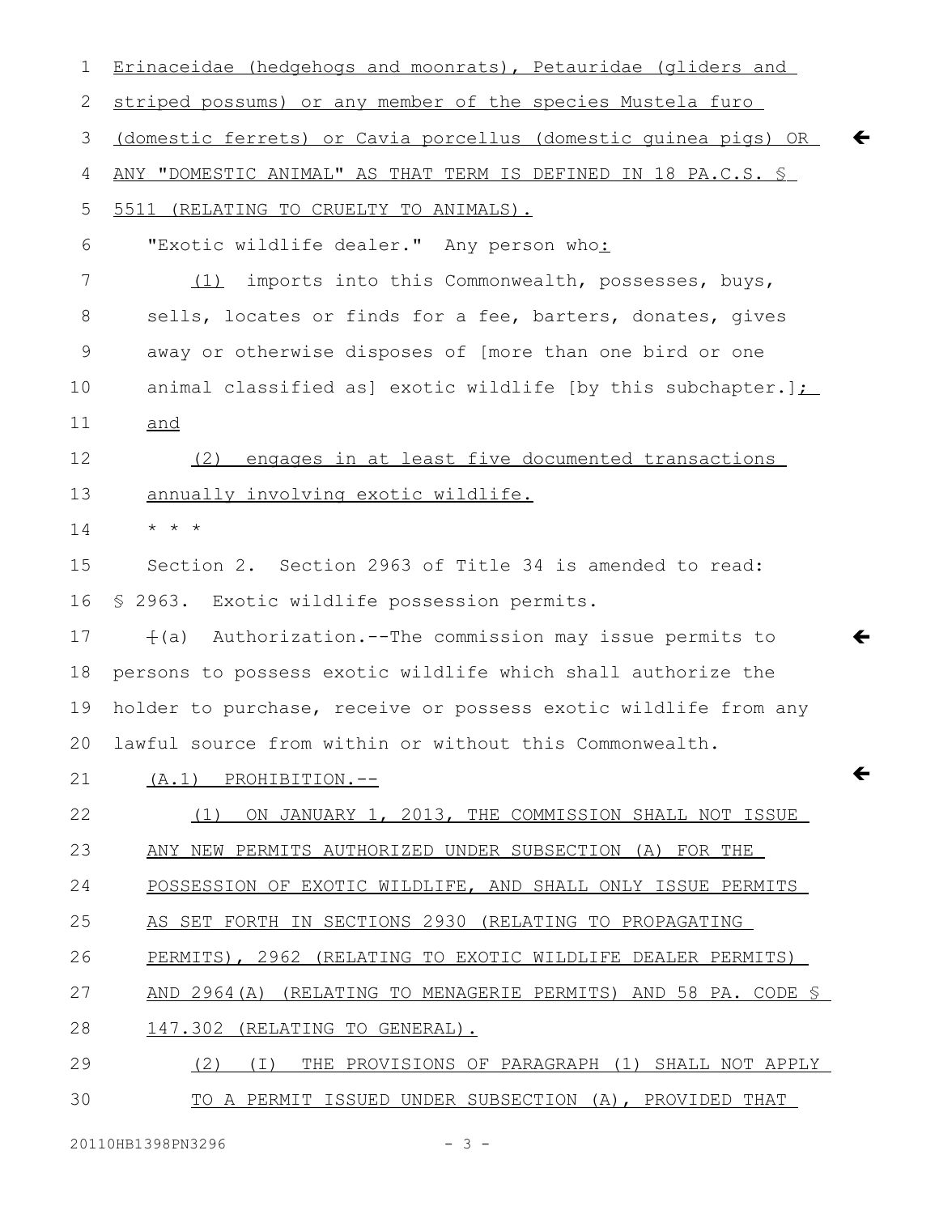Erinaceidae (hedgehogs and moonrats), Petauridae (gliders and striped possums) or any member of the species Mustela furo (domestic ferrets) or Cavia porcellus (domestic guinea pigs) OR ANY "DOMESTIC ANIMAL" AS THAT TERM IS DEFINED IN 18 PA.C.S. § 5511 (RELATING TO CRUELTY TO ANIMALS).

"Exotic wildlife dealer." Any person who:

(1) imports into this Commonwealth, possesses, buys, sells, locates or finds for a fee, barters, donates, gives away or otherwise disposes of [more than one bird or one animal classified as] exotic wildlife [by this subchapter.]; and

(2) engages in at least five documented transactions annually involving exotic wildlife.

* * *

Section 2. Section 2963 of Title 34 is amended to read:

§ 2963. Exotic wildlife possession permits.

[(a) Authorization.--The commission may issue permits to persons to possess exotic wildlife which shall authorize the holder to purchase, receive or possess exotic wildlife from any lawful source from within or without this Commonwealth.

(A.1) PROHIBITION.--

(1) ON JANUARY 1, 2013, THE COMMISSION SHALL NOT ISSUE ANY NEW PERMITS AUTHORIZED UNDER SUBSECTION (A) FOR THE POSSESSION OF EXOTIC WILDLIFE, AND SHALL ONLY ISSUE PERMITS AS SET FORTH IN SECTIONS 2930 (RELATING TO PROPAGATING PERMITS), 2962 (RELATING TO EXOTIC WILDLIFE DEALER PERMITS) AND 2964(A) (RELATING TO MENAGERIE PERMITS) AND 58 PA. CODE § 147.302 (RELATING TO GENERAL).

(2) (I) THE PROVISIONS OF PARAGRAPH (1) SHALL NOT APPLY TO A PERMIT ISSUED UNDER SUBSECTION (A), PROVIDED THAT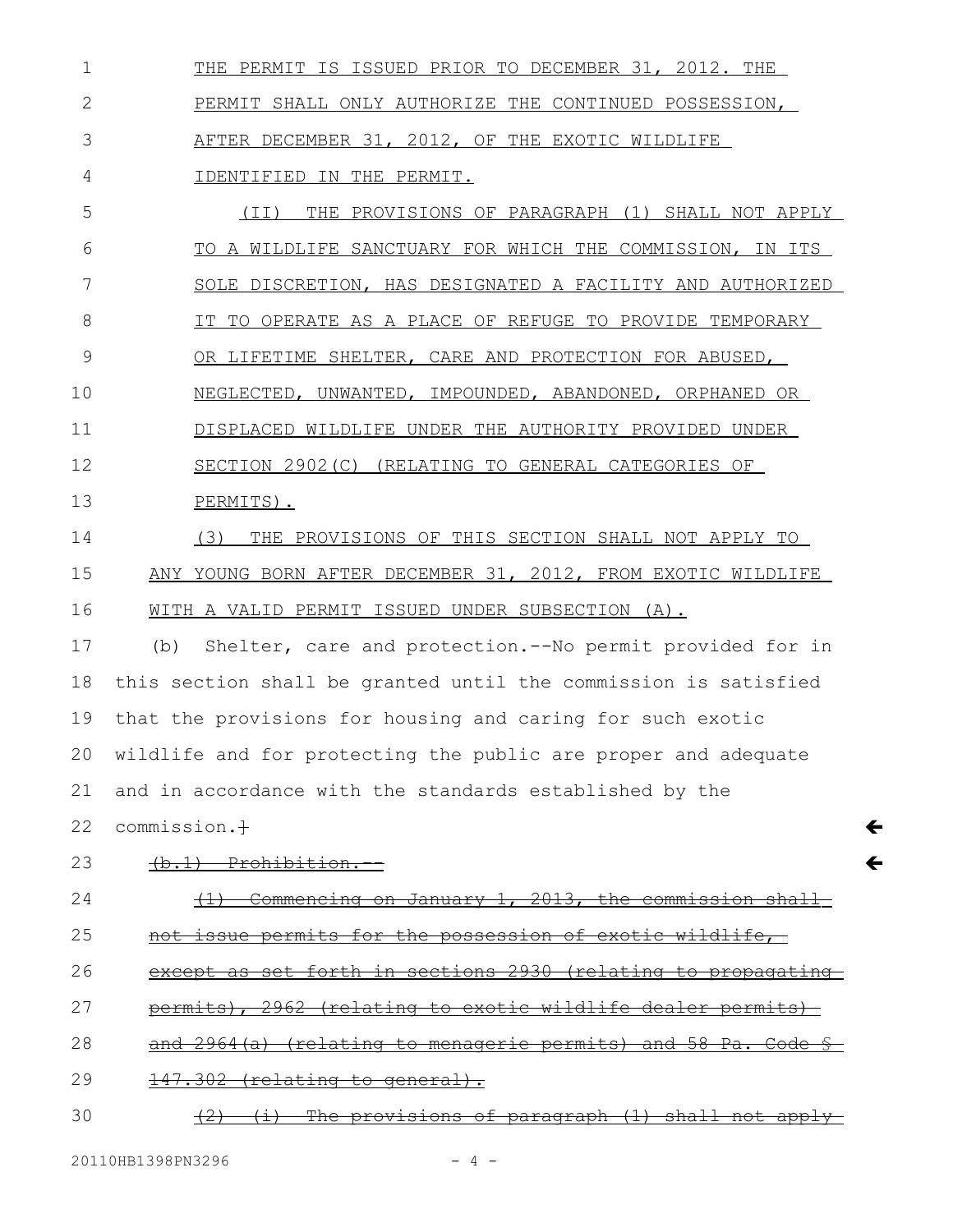THE PERMIT IS ISSUED PRIOR TO DECEMBER 31, 2012. THE PERMIT SHALL ONLY AUTHORIZE THE CONTINUED POSSESSION, AFTER DECEMBER 31, 2012, OF THE EXOTIC WILDLIFE IDENTIFIED IN THE PERMIT.

(II) THE PROVISIONS OF PARAGRAPH (1) SHALL NOT APPLY TO A WILDLIFE SANCTUARY FOR WHICH THE COMMISSION, IN ITS SOLE DISCRETION, HAS DESIGNATED A FACILITY AND AUTHORIZED IT TO OPERATE AS A PLACE OF REFUGE TO PROVIDE TEMPORARY OR LIFETIME SHELTER, CARE AND PROTECTION FOR ABUSED, NEGLECTED, UNWANTED, IMPOUNDED, ABANDONED, ORPHANED OR DISPLACED WILDLIFE UNDER THE AUTHORITY PROVIDED UNDER SECTION 2902(C) (RELATING TO GENERAL CATEGORIES OF PERMITS).

(3) THE PROVISIONS OF THIS SECTION SHALL NOT APPLY TO ANY YOUNG BORN AFTER DECEMBER 31, 2012, FROM EXOTIC WILDLIFE WITH A VALID PERMIT ISSUED UNDER SUBSECTION (A).

(b) Shelter, care and protection.--No permit provided for in this section shall be granted until the commission is satisfied that the provisions for housing and caring for such exotic wildlife and for protecting the public are proper and adequate and in accordance with the standards established by the commission.~~]~~

~~(b.1) Prohibition.--~~

~~(1) Commencing on January 1, 2013, the commission shall not issue permits for the possession of exotic wildlife, except as set forth in sections 2930 (relating to propagating permits), 2962 (relating to exotic wildlife dealer permits) and 2964(a) (relating to menagerie permits) and 58 Pa. Code § 147.302 (relating to general).~~

~~(2) (i) The provisions of paragraph (1) shall not apply~~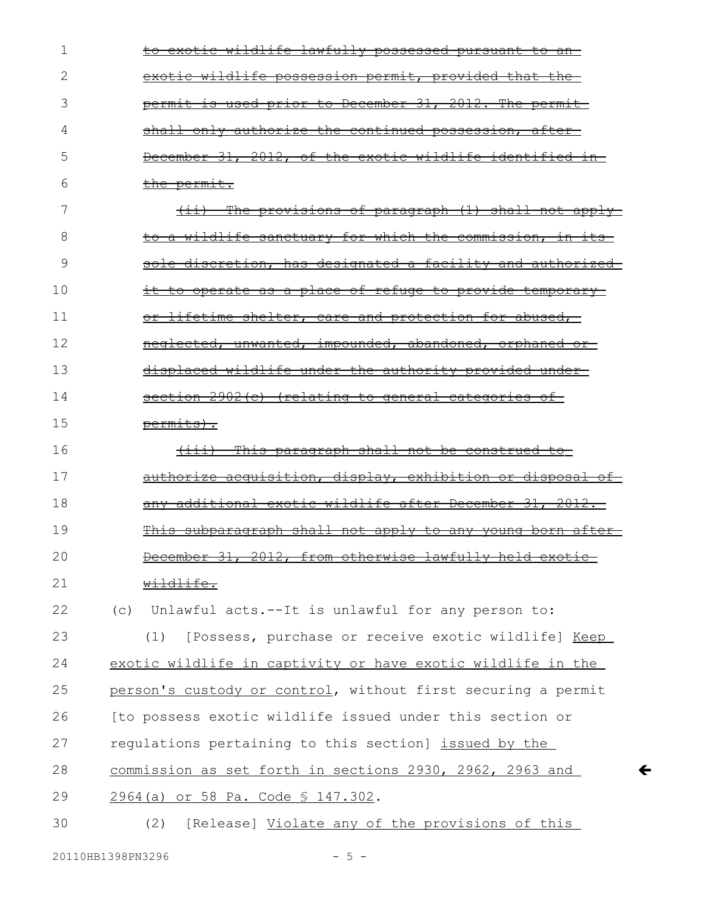~~to exotic wildlife lawfully possessed pursuant to an exotic wildlife possession permit, provided that the permit is used prior to December 31, 2012. The permit shall only authorize the continued possession, after December 31, 2012, of the exotic wildlife identified in the permit.~~

~~(ii) The provisions of paragraph (1) shall not apply to a wildlife sanctuary for which the commission, in its sole discretion, has designated a facility and authorized it to operate as a place of refuge to provide temporary or lifetime shelter, care and protection for abused, neglected, unwanted, impounded, abandoned, orphaned or displaced wildlife under the authority provided under section 2902(c) (relating to general categories of permits).~~

~~(iii) This paragraph shall not be construed to authorize acquisition, display, exhibition or disposal of any additional exotic wildlife after December 31, 2012. This subparagraph shall not apply to any young born after December 31, 2012, from otherwise lawfully held exotic wildlife.~~

(c) Unlawful acts.--It is unlawful for any person to:

(1) [Possess, purchase or receive exotic wildlife] <u>Keep exotic wildlife in captivity or have exotic wildlife in the person's custody or control</u>, without first securing a permit [to possess exotic wildlife issued under this section or regulations pertaining to this section] <u>issued by the commission as set forth in sections 2930, 2962, 2963 and 2964(a) or 58 Pa. Code § 147.302</u>.

(2) [Release] <u>Violate any of the provisions of this</u>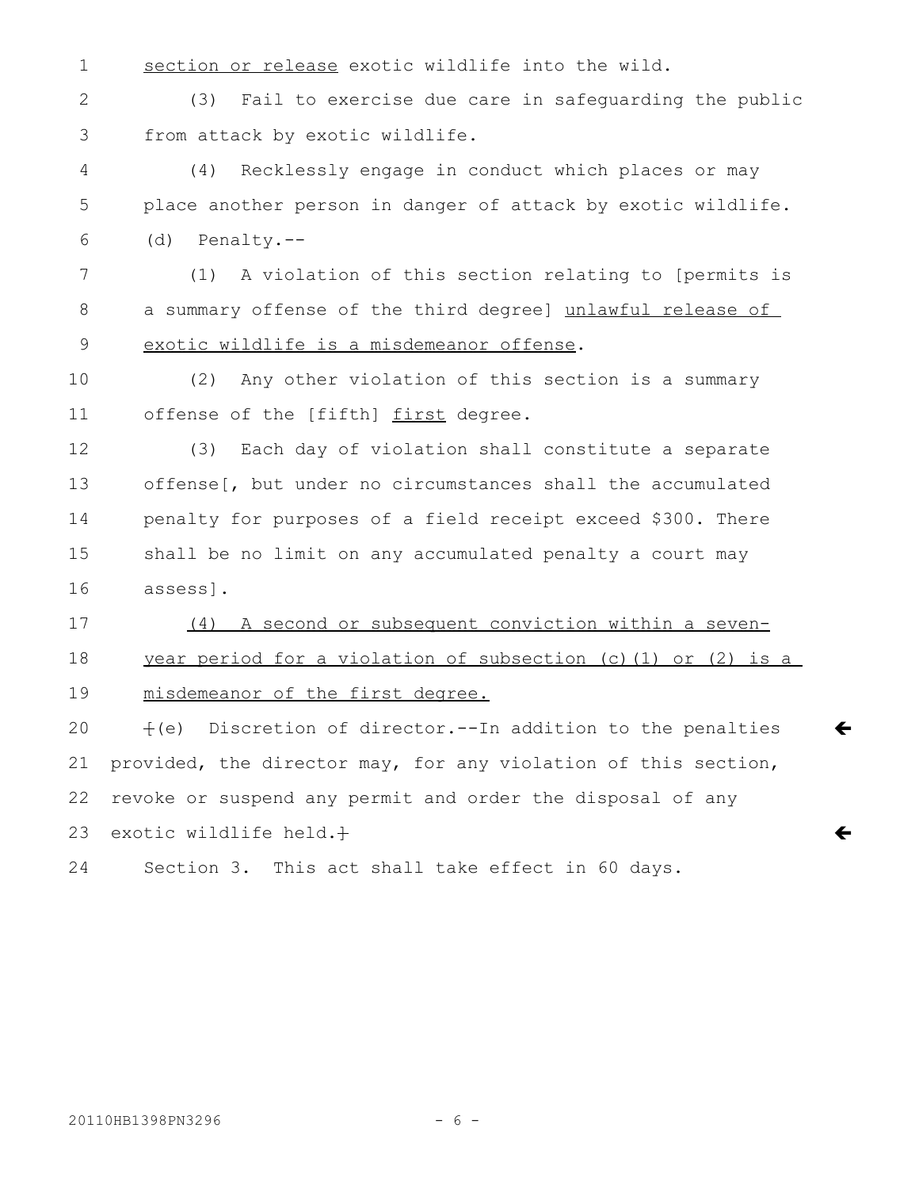section or release exotic wildlife into the wild.

(3) Fail to exercise due care in safeguarding the public from attack by exotic wildlife.

(4) Recklessly engage in conduct which places or may place another person in danger of attack by exotic wildlife.

(d) Penalty.--

(1) A violation of this section relating to [permits is a summary offense of the third degree] unlawful release of exotic wildlife is a misdemeanor offense.

(2) Any other violation of this section is a summary offense of the [fifth] first degree.

(3) Each day of violation shall constitute a separate offense[, but under no circumstances shall the accumulated penalty for purposes of a field receipt exceed $300. There shall be no limit on any accumulated penalty a court may assess].

(4) A second or subsequent conviction within a seven-year period for a violation of subsection (c)(1) or (2) is a misdemeanor of the first degree.

(e) Discretion of director.--In addition to the penalties provided, the director may, for any violation of this section, revoke or suspend any permit and order the disposal of any exotic wildlife held.

Section 3. This act shall take effect in 60 days.